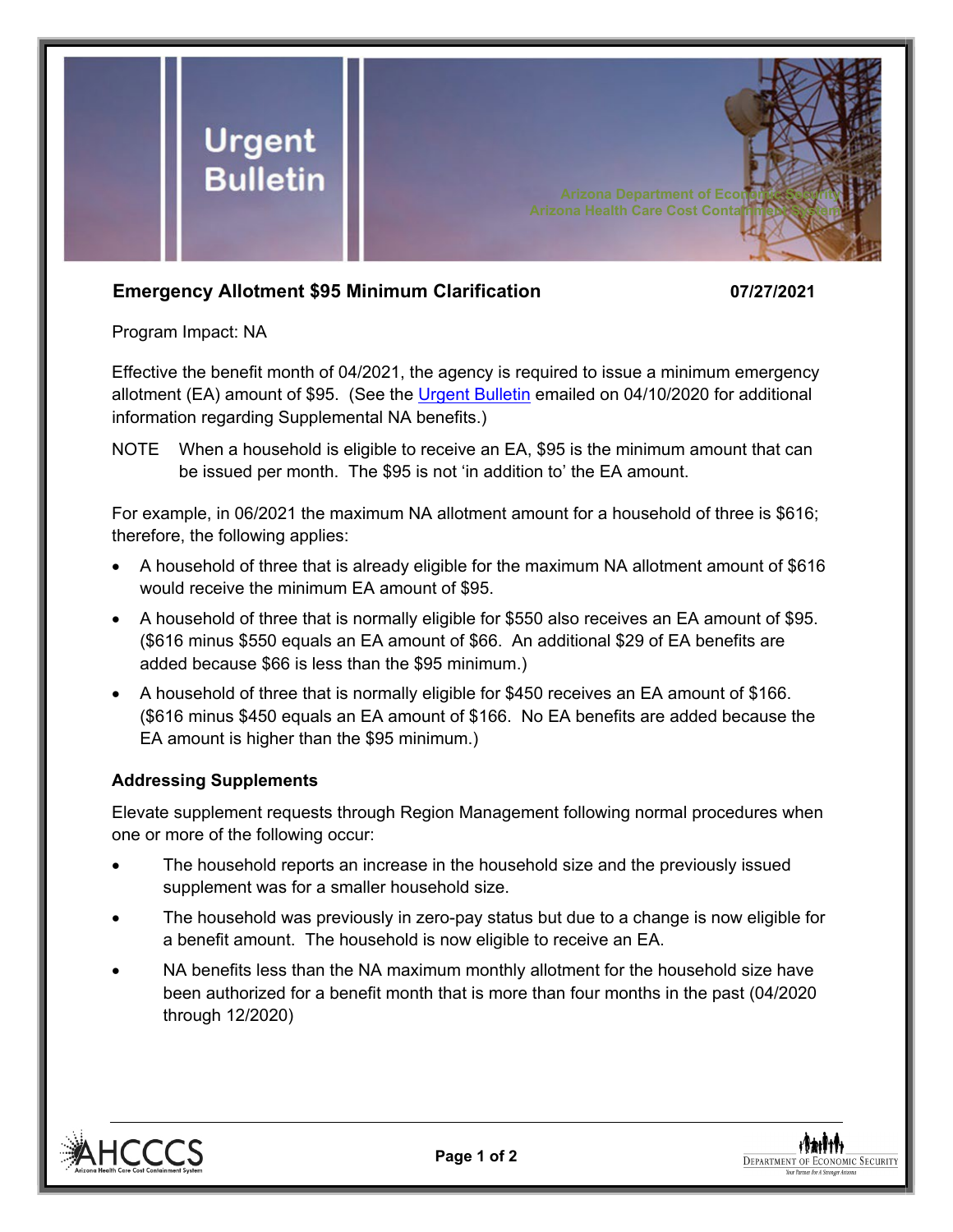# Urgent Bulletin

Arizona Department of Economic Security
Arizona Health Care Cost Containment System

**Emergency Allotment $95 Minimum Clarification** **07/27/2021**

Program Impact: NA

Effective the benefit month of 04/2021, the agency is required to issue a minimum emergency allotment (EA) amount of $95. (See the [Urgent Bulletin](#) emailed on 04/10/2020 for additional information regarding Supplemental NA benefits.)

NOTE When a household is eligible to receive an EA, $95 is the minimum amount that can be issued per month. The $95 is not 'in addition to' the EA amount.

For example, in 06/2021 the maximum NA allotment amount for a household of three is $616; therefore, the following applies:

- A household of three that is already eligible for the maximum NA allotment amount of $616 would receive the minimum EA amount of $95.
- A household of three that is normally eligible for $550 also receives an EA amount of $95. ($616 minus $550 equals an EA amount of $66. An additional $29 of EA benefits are added because $66 is less than the $95 minimum.)
- A household of three that is normally eligible for $450 receives an EA amount of $166. ($616 minus $450 equals an EA amount of $166. No EA benefits are added because the EA amount is higher than the $95 minimum.)

**Addressing Supplements**

Elevate supplement requests through Region Management following normal procedures when one or more of the following occur:

- The household reports an increase in the household size and the previously issued supplement was for a smaller household size.
- The household was previously in zero-pay status but due to a change is now eligible for a benefit amount. The household is now eligible to receive an EA.
- NA benefits less than the NA maximum monthly allotment for the household size have been authorized for a benefit month that is more than four months in the past (04/2020 through 12/2020)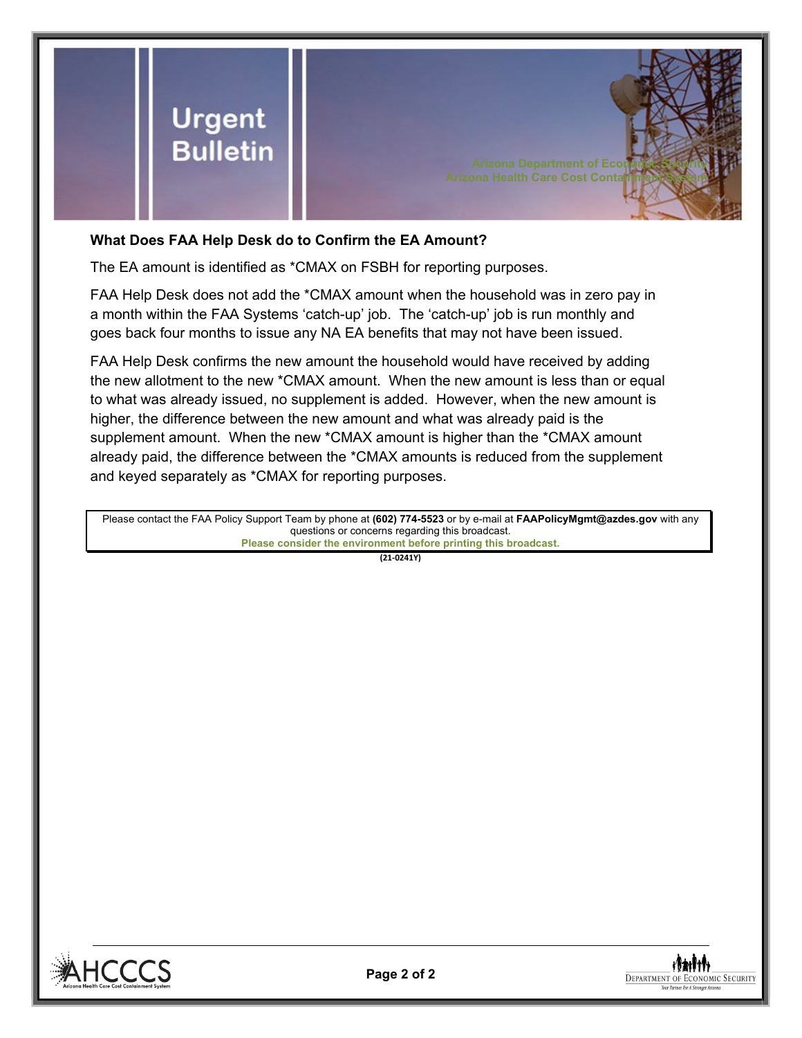### What Does FAA Help Desk do to Confirm the EA Amount?

The EA amount is identified as *CMAX on FSBH for reporting purposes.

FAA Help Desk does not add the *CMAX amount when the household was in zero pay in a month within the FAA Systems 'catch-up' job. The 'catch-up' job is run monthly and goes back four months to issue any NA EA benefits that may not have been issued.

FAA Help Desk confirms the new amount the household would have received by adding the new allotment to the new *CMAX amount. When the new amount is less than or equal to what was already issued, no supplement is added. However, when the new amount is higher, the difference between the new amount and what was already paid is the supplement amount. When the new *CMAX amount is higher than the *CMAX amount already paid, the difference between the *CMAX amounts is reduced from the supplement and keyed separately as *CMAX for reporting purposes.

Please contact the FAA Policy Support Team by phone at **(602) 774-5523** or by e-mail at **FAAPolicyMgmt@azdes.gov** with any questions or concerns regarding this broadcast.

**Please consider the environment before printing this broadcast.**

**(21-0241Y)**